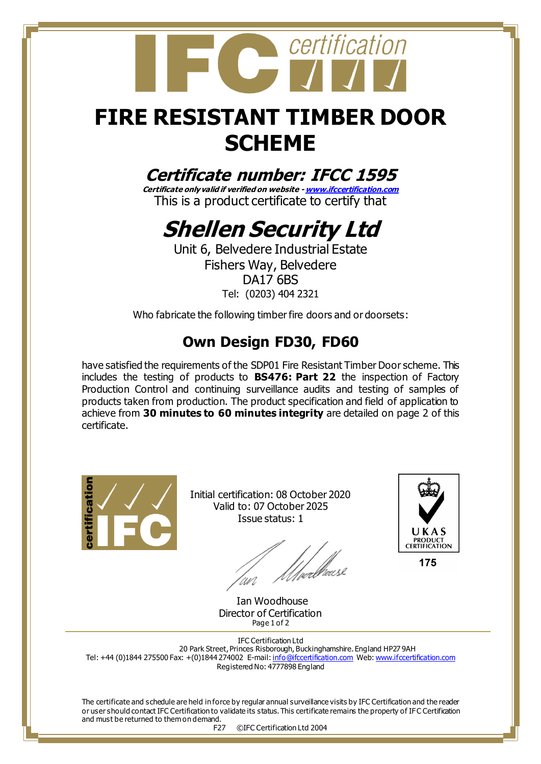# FIRE RESISTANT TIMBER DOOR SCHEME

## *Certificate number: IFCC 1595*

***Certificate only valid if verified on website - www.ifccertification.com***

This is a product certificate to certify that

# *Shellen Security Ltd*

Unit 6, Belvedere Industrial Estate
Fishers Way, Belvedere
DA17 6BS
Tel: (0203) 404 2321

Who fabricate the following timber fire doors and or doorsets:

## Own Design FD30, FD60

have satisfied the requirements of the SDP01 Fire Resistant Timber Door scheme. This includes the testing of products to **BS476: Part 22** the inspection of Factory Production Control and continuing surveillance audits and testing of samples of products taken from production. The product specification and field of application to achieve from **30 minutes to 60 minutes integrity** are detailed on page 2 of this certificate.

Initial certification: 08 October 2020
Valid to: 07 October 2025
Issue status: 1

Ian Woodhouse
Director of Certification

UKAS PRODUCT CERTIFICATION
175

IFC Certification Ltd
20 Park Street, Princes Risborough, Buckinghamshire. England HP27 9AH
Tel: +44 (0)1844 275500 Fax: +(0)1844 274002 E-mail: info@ifccertification.com Web: www.ifccertification.com
Registered No: 4777898 England

The certificate and schedule are held in force by regular annual surveillance visits by IFC Certification and the reader or user should contact IFC Certification to validate its status. This certificate remains the property of IFC Certification and must be returned to them on demand.

F27 ©IFC Certification Ltd 2004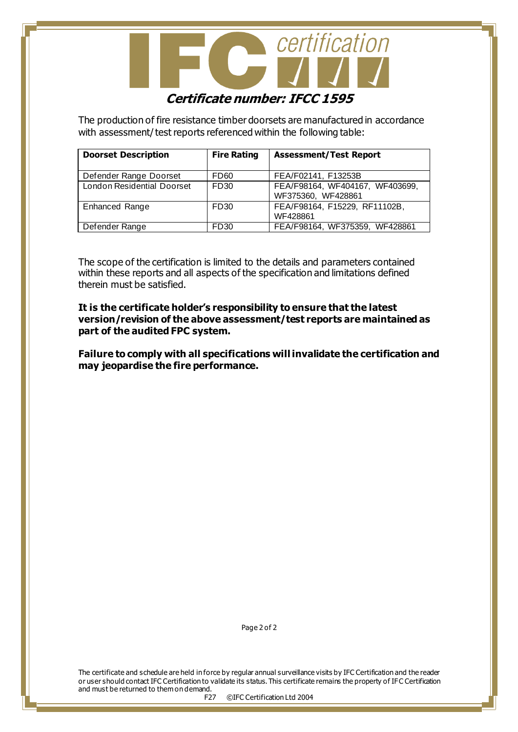**Certificate number: IFCC 1595**

The production of fire resistance timber doorsets are manufactured in accordance with assessment/test reports referenced within the following table:

| Doorset Description | Fire Rating | Assessment/Test Report |
|---|---|---|
| Defender Range Doorset | FD60 | FEA/F02141, F13253B |
| London Residential Doorset | FD30 | FEA/F98164, WF404167, WF403699, WF375360, WF428861 |
| Enhanced Range | FD30 | FEA/F98164, F15229, RF11102B, WF428861 |
| Defender Range | FD30 | FEA/F98164, WF375359, WF428861 |

The scope of the certification is limited to the details and parameters contained within these reports and all aspects of the specification and limitations defined therein must be satisfied.

**It is the certificate holder's responsibility to ensure that the latest version/revision of the above assessment/test reports are maintained as part of the audited FPC system.**

**Failure to comply with all specifications will invalidate the certification and may jeopardise the fire performance.**

The certificate and schedule are held in force by regular annual surveillance visits by IFC Certification and the reader or user should contact IFC Certification to validate its status. This certificate remains the property of IFC Certification and must be returned to them on demand.

F27 ©IFC Certification Ltd 2004